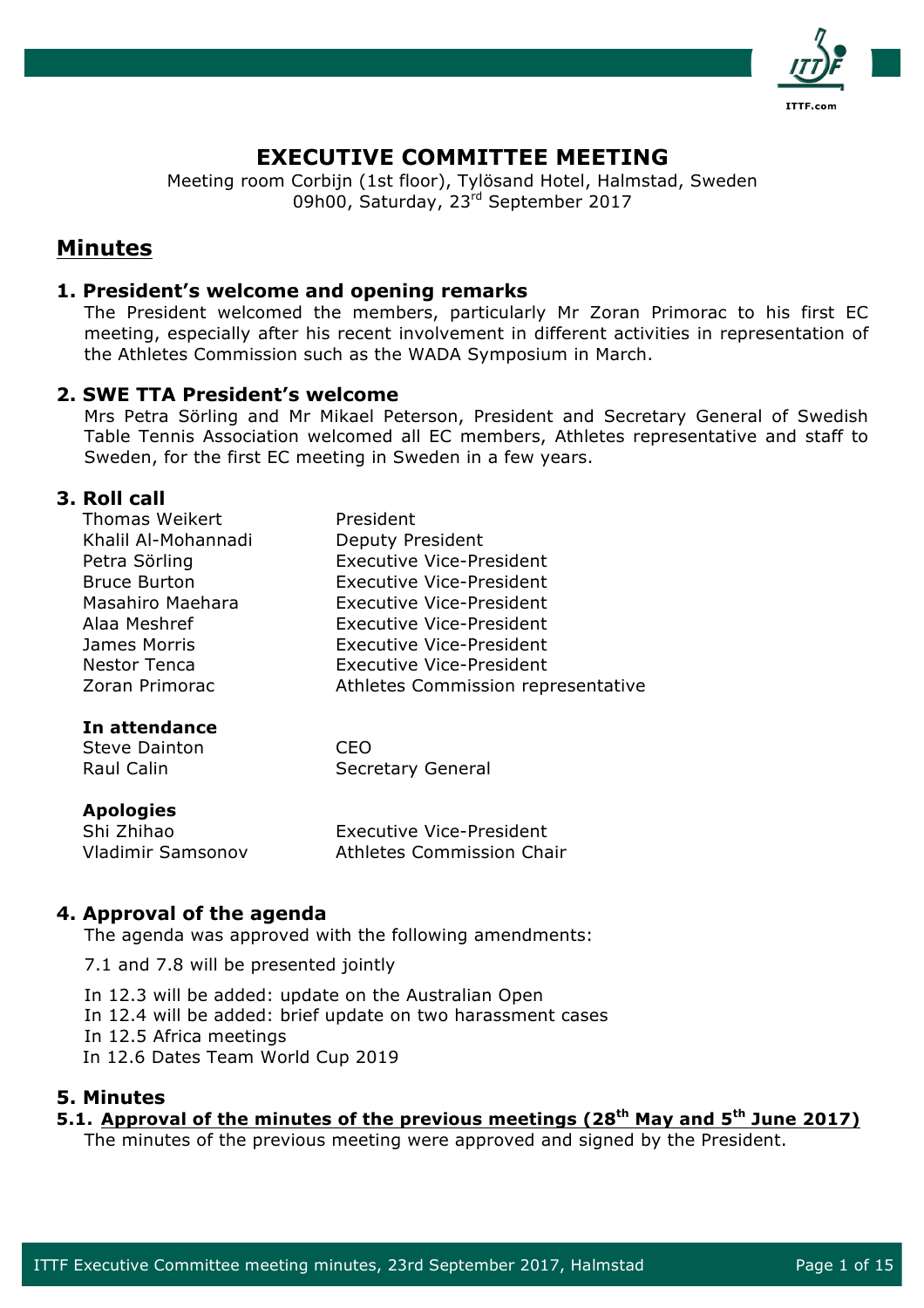# EXECUTIVE COMMITTEE MEETING

Meeting room Corbijn (1st floor), Tylösand Hotel, Halmstad, Sweden
09h00, Saturday, 23rd September 2017

## Minutes

### 1. President's welcome and opening remarks

The President welcomed the members, particularly Mr Zoran Primorac to his first EC meeting, especially after his recent involvement in different activities in representation of the Athletes Commission such as the WADA Symposium in March.

### 2. SWE TTA President's welcome

Mrs Petra Sörling and Mr Mikael Peterson, President and Secretary General of Swedish Table Tennis Association welcomed all EC members, Athletes representative and staff to Sweden, for the first EC meeting in Sweden in a few years.

### 3. Roll call

| | |
|---|---|
| Thomas Weikert | President |
| Khalil Al-Mohannadi | Deputy President |
| Petra Sörling | Executive Vice-President |
| Bruce Burton | Executive Vice-President |
| Masahiro Maehara | Executive Vice-President |
| Alaa Meshref | Executive Vice-President |
| James Morris | Executive Vice-President |
| Nestor Tenca | Executive Vice-President |
| Zoran Primorac | Athletes Commission representative |

**In attendance**

| | |
|---|---|
| Steve Dainton | CEO |
| Raul Calin | Secretary General |

**Apologies**

| | |
|---|---|
| Shi Zhihao | Executive Vice-President |
| Vladimir Samsonov | Athletes Commission Chair |

### 4. Approval of the agenda

The agenda was approved with the following amendments:

7.1 and 7.8 will be presented jointly

In 12.3 will be added: update on the Australian Open
In 12.4 will be added: brief update on two harassment cases
In 12.5 Africa meetings
In 12.6 Dates Team World Cup 2019

### 5. Minutes

#### 5.1. Approval of the minutes of the previous meetings (28th May and 5th June 2017)

The minutes of the previous meeting were approved and signed by the President.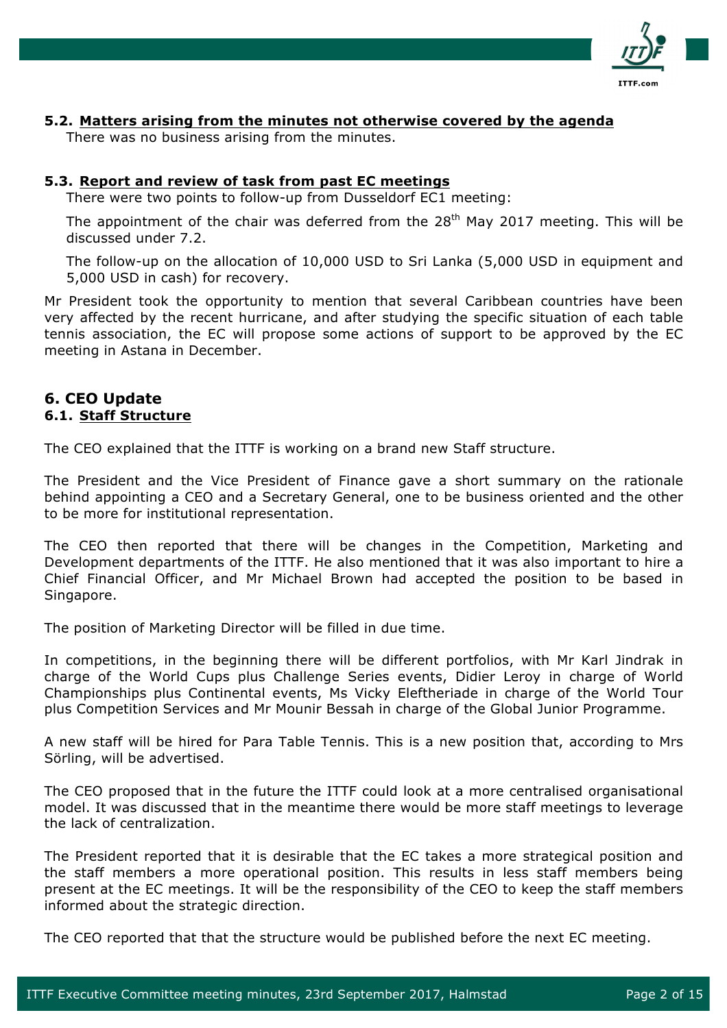### 5.2. Matters arising from the minutes not otherwise covered by the agenda

There was no business arising from the minutes.

### 5.3. Report and review of task from past EC meetings

There were two points to follow-up from Dusseldorf EC1 meeting:

The appointment of the chair was deferred from the 28th May 2017 meeting. This will be discussed under 7.2.

The follow-up on the allocation of 10,000 USD to Sri Lanka (5,000 USD in equipment and 5,000 USD in cash) for recovery.

Mr President took the opportunity to mention that several Caribbean countries have been very affected by the recent hurricane, and after studying the specific situation of each table tennis association, the EC will propose some actions of support to be approved by the EC meeting in Astana in December.

## 6. CEO Update

### 6.1. Staff Structure

The CEO explained that the ITTF is working on a brand new Staff structure.

The President and the Vice President of Finance gave a short summary on the rationale behind appointing a CEO and a Secretary General, one to be business oriented and the other to be more for institutional representation.

The CEO then reported that there will be changes in the Competition, Marketing and Development departments of the ITTF. He also mentioned that it was also important to hire a Chief Financial Officer, and Mr Michael Brown had accepted the position to be based in Singapore.

The position of Marketing Director will be filled in due time.

In competitions, in the beginning there will be different portfolios, with Mr Karl Jindrak in charge of the World Cups plus Challenge Series events, Didier Leroy in charge of World Championships plus Continental events, Ms Vicky Eleftheriade in charge of the World Tour plus Competition Services and Mr Mounir Bessah in charge of the Global Junior Programme.

A new staff will be hired for Para Table Tennis. This is a new position that, according to Mrs Sörling, will be advertised.

The CEO proposed that in the future the ITTF could look at a more centralised organisational model. It was discussed that in the meantime there would be more staff meetings to leverage the lack of centralization.

The President reported that it is desirable that the EC takes a more strategical position and the staff members a more operational position. This results in less staff members being present at the EC meetings. It will be the responsibility of the CEO to keep the staff members informed about the strategic direction.

The CEO reported that that the structure would be published before the next EC meeting.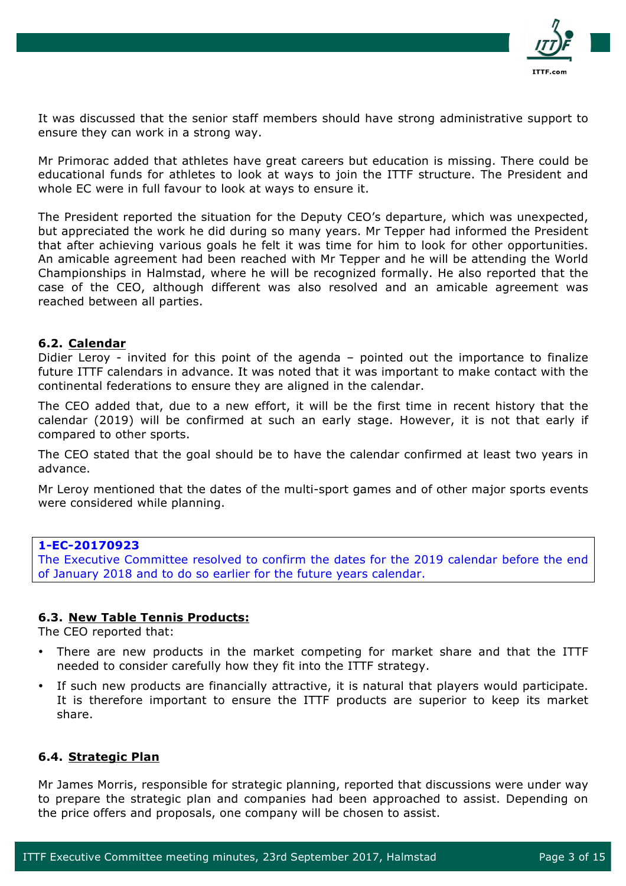It was discussed that the senior staff members should have strong administrative support to ensure they can work in a strong way.

Mr Primorac added that athletes have great careers but education is missing. There could be educational funds for athletes to look at ways to join the ITTF structure. The President and whole EC were in full favour to look at ways to ensure it.

The President reported the situation for the Deputy CEO's departure, which was unexpected, but appreciated the work he did during so many years. Mr Tepper had informed the President that after achieving various goals he felt it was time for him to look for other opportunities. An amicable agreement had been reached with Mr Tepper and he will be attending the World Championships in Halmstad, where he will be recognized formally. He also reported that the case of the CEO, although different was also resolved and an amicable agreement was reached between all parties.

### 6.2. Calendar

Didier Leroy - invited for this point of the agenda – pointed out the importance to finalize future ITTF calendars in advance. It was noted that it was important to make contact with the continental federations to ensure they are aligned in the calendar.

The CEO added that, due to a new effort, it will be the first time in recent history that the calendar (2019) will be confirmed at such an early stage. However, it is not that early if compared to other sports.

The CEO stated that the goal should be to have the calendar confirmed at least two years in advance.

Mr Leroy mentioned that the dates of the multi-sport games and of other major sports events were considered while planning.

> **1-EC-20170923**
> The Executive Committee resolved to confirm the dates for the 2019 calendar before the end of January 2018 and to do so earlier for the future years calendar.

### 6.3. New Table Tennis Products:

The CEO reported that:

- There are new products in the market competing for market share and that the ITTF needed to consider carefully how they fit into the ITTF strategy.
- If such new products are financially attractive, it is natural that players would participate. It is therefore important to ensure the ITTF products are superior to keep its market share.

### 6.4. Strategic Plan

Mr James Morris, responsible for strategic planning, reported that discussions were under way to prepare the strategic plan and companies had been approached to assist. Depending on the price offers and proposals, one company will be chosen to assist.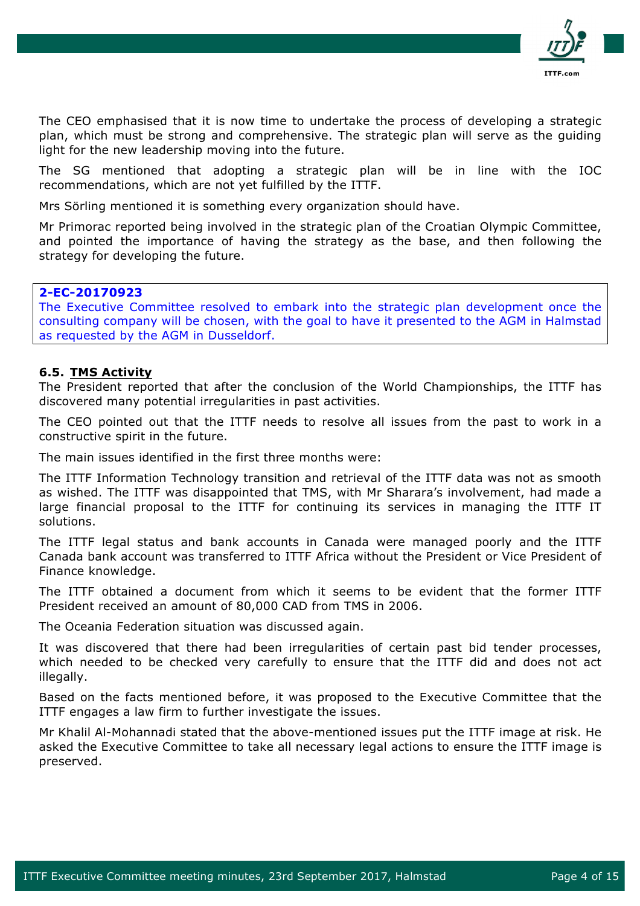The CEO emphasised that it is now time to undertake the process of developing a strategic plan, which must be strong and comprehensive. The strategic plan will serve as the guiding light for the new leadership moving into the future.

The SG mentioned that adopting a strategic plan will be in line with the IOC recommendations, which are not yet fulfilled by the ITTF.

Mrs Sörling mentioned it is something every organization should have.

Mr Primorac reported being involved in the strategic plan of the Croatian Olympic Committee, and pointed the importance of having the strategy as the base, and then following the strategy for developing the future.

> **2-EC-20170923**
> The Executive Committee resolved to embark into the strategic plan development once the consulting company will be chosen, with the goal to have it presented to the AGM in Halmstad as requested by the AGM in Dusseldorf.

### 6.5. TMS Activity

The President reported that after the conclusion of the World Championships, the ITTF has discovered many potential irregularities in past activities.

The CEO pointed out that the ITTF needs to resolve all issues from the past to work in a constructive spirit in the future.

The main issues identified in the first three months were:

The ITTF Information Technology transition and retrieval of the ITTF data was not as smooth as wished. The ITTF was disappointed that TMS, with Mr Sharara's involvement, had made a large financial proposal to the ITTF for continuing its services in managing the ITTF IT solutions.

The ITTF legal status and bank accounts in Canada were managed poorly and the ITTF Canada bank account was transferred to ITTF Africa without the President or Vice President of Finance knowledge.

The ITTF obtained a document from which it seems to be evident that the former ITTF President received an amount of 80,000 CAD from TMS in 2006.

The Oceania Federation situation was discussed again.

It was discovered that there had been irregularities of certain past bid tender processes, which needed to be checked very carefully to ensure that the ITTF did and does not act illegally.

Based on the facts mentioned before, it was proposed to the Executive Committee that the ITTF engages a law firm to further investigate the issues.

Mr Khalil Al-Mohannadi stated that the above-mentioned issues put the ITTF image at risk. He asked the Executive Committee to take all necessary legal actions to ensure the ITTF image is preserved.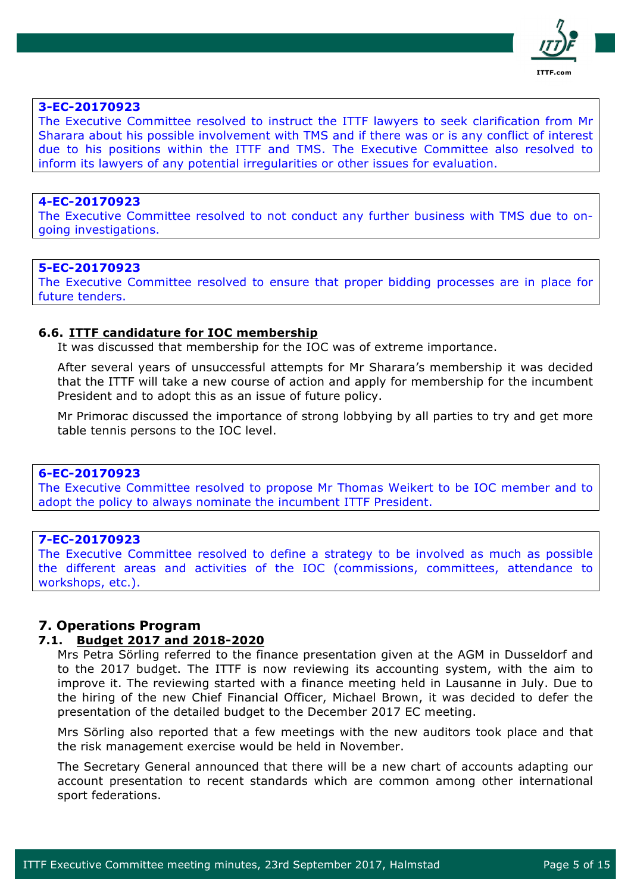**3-EC-20170923**
The Executive Committee resolved to instruct the ITTF lawyers to seek clarification from Mr Sharara about his possible involvement with TMS and if there was or is any conflict of interest due to his positions within the ITTF and TMS. The Executive Committee also resolved to inform its lawyers of any potential irregularities or other issues for evaluation.

**4-EC-20170923**
The Executive Committee resolved to not conduct any further business with TMS due to on-going investigations.

**5-EC-20170923**
The Executive Committee resolved to ensure that proper bidding processes are in place for future tenders.

### 6.6. ITTF candidature for IOC membership

It was discussed that membership for the IOC was of extreme importance.

After several years of unsuccessful attempts for Mr Sharara's membership it was decided that the ITTF will take a new course of action and apply for membership for the incumbent President and to adopt this as an issue of future policy.

Mr Primorac discussed the importance of strong lobbying by all parties to try and get more table tennis persons to the IOC level.

**6-EC-20170923**
The Executive Committee resolved to propose Mr Thomas Weikert to be IOC member and to adopt the policy to always nominate the incumbent ITTF President.

**7-EC-20170923**
The Executive Committee resolved to define a strategy to be involved as much as possible the different areas and activities of the IOC (commissions, committees, attendance to workshops, etc.).

## 7. Operations Program

### 7.1. Budget 2017 and 2018-2020

Mrs Petra Sörling referred to the finance presentation given at the AGM in Dusseldorf and to the 2017 budget. The ITTF is now reviewing its accounting system, with the aim to improve it. The reviewing started with a finance meeting held in Lausanne in July. Due to the hiring of the new Chief Financial Officer, Michael Brown, it was decided to defer the presentation of the detailed budget to the December 2017 EC meeting.

Mrs Sörling also reported that a few meetings with the new auditors took place and that the risk management exercise would be held in November.

The Secretary General announced that there will be a new chart of accounts adapting our account presentation to recent standards which are common among other international sport federations.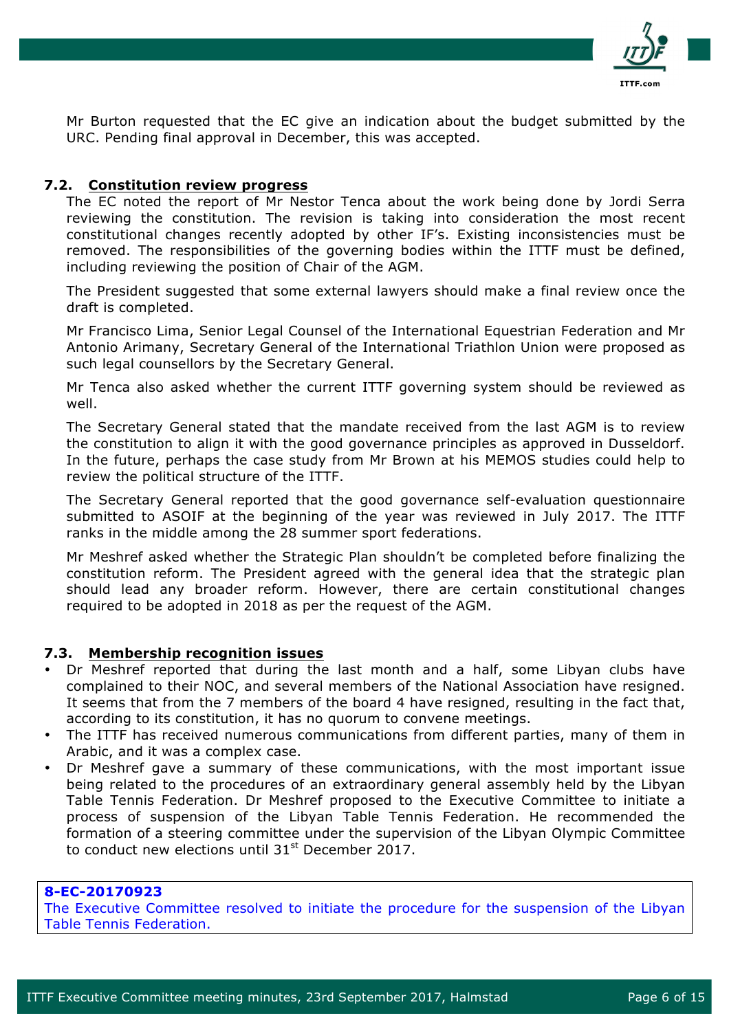Mr Burton requested that the EC give an indication about the budget submitted by the URC. Pending final approval in December, this was accepted.

### 7.2. Constitution review progress

The EC noted the report of Mr Nestor Tenca about the work being done by Jordi Serra reviewing the constitution. The revision is taking into consideration the most recent constitutional changes recently adopted by other IF's. Existing inconsistencies must be removed. The responsibilities of the governing bodies within the ITTF must be defined, including reviewing the position of Chair of the AGM.

The President suggested that some external lawyers should make a final review once the draft is completed.

Mr Francisco Lima, Senior Legal Counsel of the International Equestrian Federation and Mr Antonio Arimany, Secretary General of the International Triathlon Union were proposed as such legal counsellors by the Secretary General.

Mr Tenca also asked whether the current ITTF governing system should be reviewed as well.

The Secretary General stated that the mandate received from the last AGM is to review the constitution to align it with the good governance principles as approved in Dusseldorf. In the future, perhaps the case study from Mr Brown at his MEMOS studies could help to review the political structure of the ITTF.

The Secretary General reported that the good governance self-evaluation questionnaire submitted to ASOIF at the beginning of the year was reviewed in July 2017. The ITTF ranks in the middle among the 28 summer sport federations.

Mr Meshref asked whether the Strategic Plan shouldn't be completed before finalizing the constitution reform. The President agreed with the general idea that the strategic plan should lead any broader reform. However, there are certain constitutional changes required to be adopted in 2018 as per the request of the AGM.

### 7.3. Membership recognition issues

- Dr Meshref reported that during the last month and a half, some Libyan clubs have complained to their NOC, and several members of the National Association have resigned. It seems that from the 7 members of the board 4 have resigned, resulting in the fact that, according to its constitution, it has no quorum to convene meetings.
- The ITTF has received numerous communications from different parties, many of them in Arabic, and it was a complex case.
- Dr Meshref gave a summary of these communications, with the most important issue being related to the procedures of an extraordinary general assembly held by the Libyan Table Tennis Federation. Dr Meshref proposed to the Executive Committee to initiate a process of suspension of the Libyan Table Tennis Federation. He recommended the formation of a steering committee under the supervision of the Libyan Olympic Committee to conduct new elections until 31st December 2017.

**8-EC-20170923**
The Executive Committee resolved to initiate the procedure for the suspension of the Libyan Table Tennis Federation.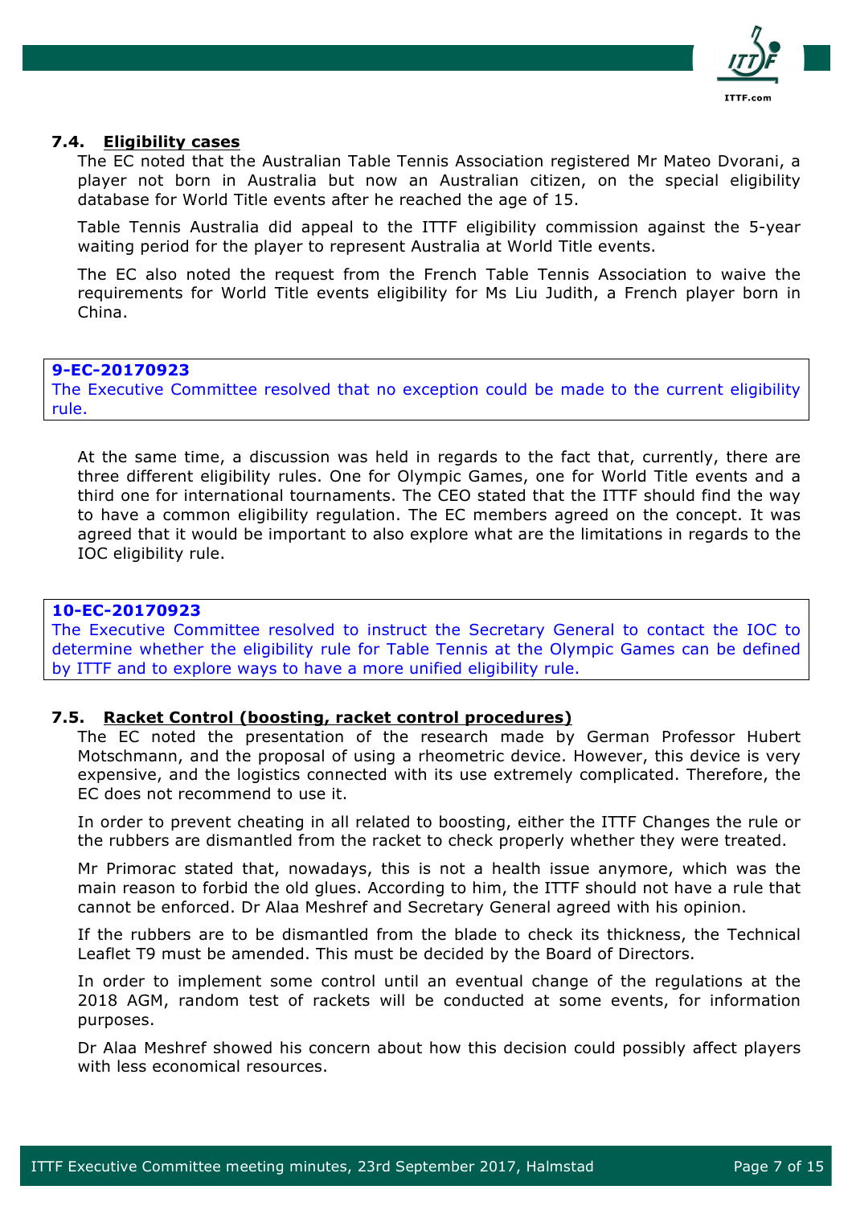### 7.4. Eligibility cases

The EC noted that the Australian Table Tennis Association registered Mr Mateo Dvorani, a player not born in Australia but now an Australian citizen, on the special eligibility database for World Title events after he reached the age of 15.

Table Tennis Australia did appeal to the ITTF eligibility commission against the 5-year waiting period for the player to represent Australia at World Title events.

The EC also noted the request from the French Table Tennis Association to waive the requirements for World Title events eligibility for Ms Liu Judith, a French player born in China.

> **9-EC-20170923**
> The Executive Committee resolved that no exception could be made to the current eligibility rule.

At the same time, a discussion was held in regards to the fact that, currently, there are three different eligibility rules. One for Olympic Games, one for World Title events and a third one for international tournaments. The CEO stated that the ITTF should find the way to have a common eligibility regulation. The EC members agreed on the concept. It was agreed that it would be important to also explore what are the limitations in regards to the IOC eligibility rule.

> **10-EC-20170923**
> The Executive Committee resolved to instruct the Secretary General to contact the IOC to determine whether the eligibility rule for Table Tennis at the Olympic Games can be defined by ITTF and to explore ways to have a more unified eligibility rule.

### 7.5. Racket Control (boosting, racket control procedures)

The EC noted the presentation of the research made by German Professor Hubert Motschmann, and the proposal of using a rheometric device. However, this device is very expensive, and the logistics connected with its use extremely complicated. Therefore, the EC does not recommend to use it.

In order to prevent cheating in all related to boosting, either the ITTF Changes the rule or the rubbers are dismantled from the racket to check properly whether they were treated.

Mr Primorac stated that, nowadays, this is not a health issue anymore, which was the main reason to forbid the old glues. According to him, the ITTF should not have a rule that cannot be enforced. Dr Alaa Meshref and Secretary General agreed with his opinion.

If the rubbers are to be dismantled from the blade to check its thickness, the Technical Leaflet T9 must be amended. This must be decided by the Board of Directors.

In order to implement some control until an eventual change of the regulations at the 2018 AGM, random test of rackets will be conducted at some events, for information purposes.

Dr Alaa Meshref showed his concern about how this decision could possibly affect players with less economical resources.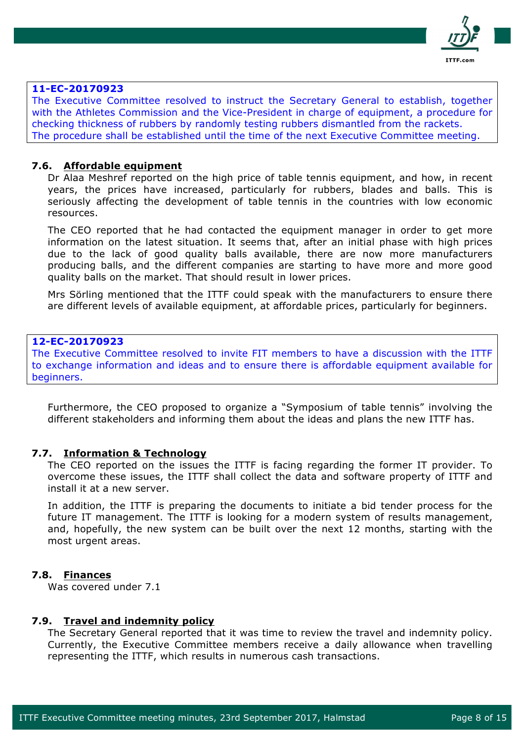**11-EC-20170923**
The Executive Committee resolved to instruct the Secretary General to establish, together with the Athletes Commission and the Vice-President in charge of equipment, a procedure for checking thickness of rubbers by randomly testing rubbers dismantled from the rackets.
The procedure shall be established until the time of the next Executive Committee meeting.

### 7.6. Affordable equipment

Dr Alaa Meshref reported on the high price of table tennis equipment, and how, in recent years, the prices have increased, particularly for rubbers, blades and balls. This is seriously affecting the development of table tennis in the countries with low economic resources.

The CEO reported that he had contacted the equipment manager in order to get more information on the latest situation. It seems that, after an initial phase with high prices due to the lack of good quality balls available, there are now more manufacturers producing balls, and the different companies are starting to have more and more good quality balls on the market. That should result in lower prices.

Mrs Sörling mentioned that the ITTF could speak with the manufacturers to ensure there are different levels of available equipment, at affordable prices, particularly for beginners.

**12-EC-20170923**
The Executive Committee resolved to invite FIT members to have a discussion with the ITTF to exchange information and ideas and to ensure there is affordable equipment available for beginners.

Furthermore, the CEO proposed to organize a "Symposium of table tennis" involving the different stakeholders and informing them about the ideas and plans the new ITTF has.

### 7.7. Information & Technology

The CEO reported on the issues the ITTF is facing regarding the former IT provider. To overcome these issues, the ITTF shall collect the data and software property of ITTF and install it at a new server.

In addition, the ITTF is preparing the documents to initiate a bid tender process for the future IT management. The ITTF is looking for a modern system of results management, and, hopefully, the new system can be built over the next 12 months, starting with the most urgent areas.

### 7.8. Finances

Was covered under 7.1

### 7.9. Travel and indemnity policy

The Secretary General reported that it was time to review the travel and indemnity policy. Currently, the Executive Committee members receive a daily allowance when travelling representing the ITTF, which results in numerous cash transactions.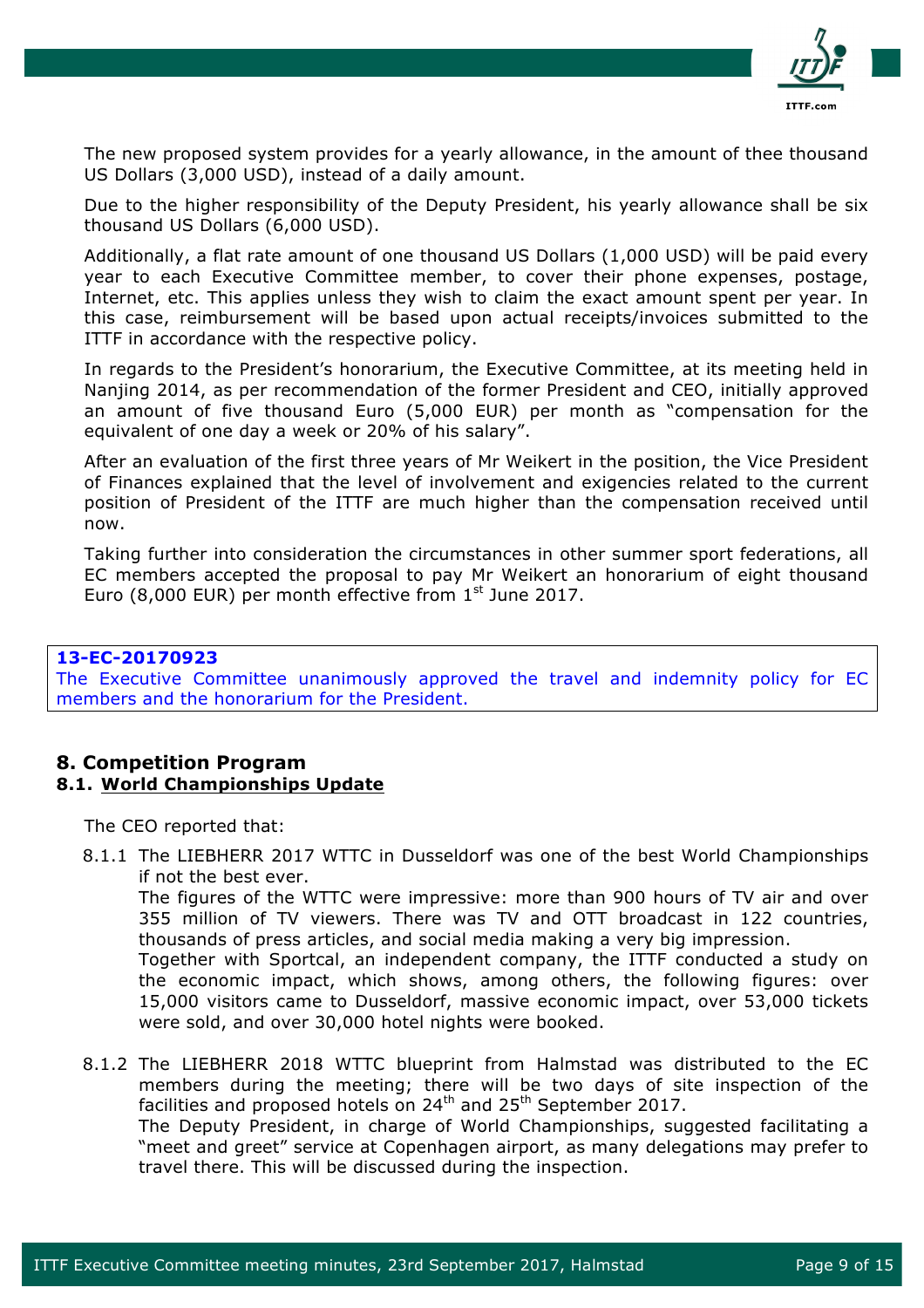The new proposed system provides for a yearly allowance, in the amount of thee thousand US Dollars (3,000 USD), instead of a daily amount.

Due to the higher responsibility of the Deputy President, his yearly allowance shall be six thousand US Dollars (6,000 USD).

Additionally, a flat rate amount of one thousand US Dollars (1,000 USD) will be paid every year to each Executive Committee member, to cover their phone expenses, postage, Internet, etc. This applies unless they wish to claim the exact amount spent per year. In this case, reimbursement will be based upon actual receipts/invoices submitted to the ITTF in accordance with the respective policy.

In regards to the President's honorarium, the Executive Committee, at its meeting held in Nanjing 2014, as per recommendation of the former President and CEO, initially approved an amount of five thousand Euro (5,000 EUR) per month as "compensation for the equivalent of one day a week or 20% of his salary".

After an evaluation of the first three years of Mr Weikert in the position, the Vice President of Finances explained that the level of involvement and exigencies related to the current position of President of the ITTF are much higher than the compensation received until now.

Taking further into consideration the circumstances in other summer sport federations, all EC members accepted the proposal to pay Mr Weikert an honorarium of eight thousand Euro (8,000 EUR) per month effective from 1st June 2017.

> **13-EC-20170923**
> The Executive Committee unanimously approved the travel and indemnity policy for EC members and the honorarium for the President.

## 8. Competition Program

### 8.1. World Championships Update

The CEO reported that:

8.1.1 The LIEBHERR 2017 WTTC in Dusseldorf was one of the best World Championships if not the best ever.
The figures of the WTTC were impressive: more than 900 hours of TV air and over 355 million of TV viewers. There was TV and OTT broadcast in 122 countries, thousands of press articles, and social media making a very big impression.
Together with Sportcal, an independent company, the ITTF conducted a study on the economic impact, which shows, among others, the following figures: over 15,000 visitors came to Dusseldorf, massive economic impact, over 53,000 tickets were sold, and over 30,000 hotel nights were booked.

8.1.2 The LIEBHERR 2018 WTTC blueprint from Halmstad was distributed to the EC members during the meeting; there will be two days of site inspection of the facilities and proposed hotels on 24th and 25th September 2017.
The Deputy President, in charge of World Championships, suggested facilitating a "meet and greet" service at Copenhagen airport, as many delegations may prefer to travel there. This will be discussed during the inspection.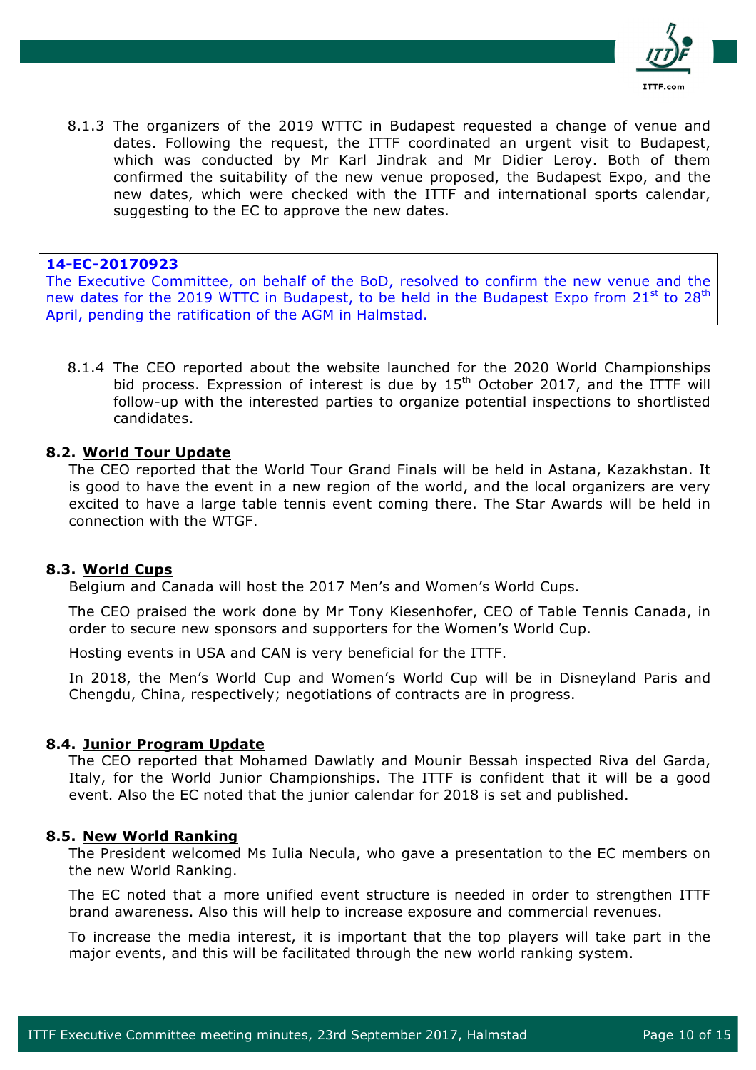8.1.3 The organizers of the 2019 WTTC in Budapest requested a change of venue and dates. Following the request, the ITTF coordinated an urgent visit to Budapest, which was conducted by Mr Karl Jindrak and Mr Didier Leroy. Both of them confirmed the suitability of the new venue proposed, the Budapest Expo, and the new dates, which were checked with the ITTF and international sports calendar, suggesting to the EC to approve the new dates.

> **14-EC-20170923**
> The Executive Committee, on behalf of the BoD, resolved to confirm the new venue and the new dates for the 2019 WTTC in Budapest, to be held in the Budapest Expo from 21st to 28th April, pending the ratification of the AGM in Halmstad.

8.1.4 The CEO reported about the website launched for the 2020 World Championships bid process. Expression of interest is due by 15th October 2017, and the ITTF will follow-up with the interested parties to organize potential inspections to shortlisted candidates.

### 8.2. World Tour Update

The CEO reported that the World Tour Grand Finals will be held in Astana, Kazakhstan. It is good to have the event in a new region of the world, and the local organizers are very excited to have a large table tennis event coming there. The Star Awards will be held in connection with the WTGF.

### 8.3. World Cups

Belgium and Canada will host the 2017 Men's and Women's World Cups.

The CEO praised the work done by Mr Tony Kiesenhofer, CEO of Table Tennis Canada, in order to secure new sponsors and supporters for the Women's World Cup.

Hosting events in USA and CAN is very beneficial for the ITTF.

In 2018, the Men's World Cup and Women's World Cup will be in Disneyland Paris and Chengdu, China, respectively; negotiations of contracts are in progress.

### 8.4. Junior Program Update

The CEO reported that Mohamed Dawlatly and Mounir Bessah inspected Riva del Garda, Italy, for the World Junior Championships. The ITTF is confident that it will be a good event. Also the EC noted that the junior calendar for 2018 is set and published.

### 8.5. New World Ranking

The President welcomed Ms Iulia Necula, who gave a presentation to the EC members on the new World Ranking.

The EC noted that a more unified event structure is needed in order to strengthen ITTF brand awareness. Also this will help to increase exposure and commercial revenues.

To increase the media interest, it is important that the top players will take part in the major events, and this will be facilitated through the new world ranking system.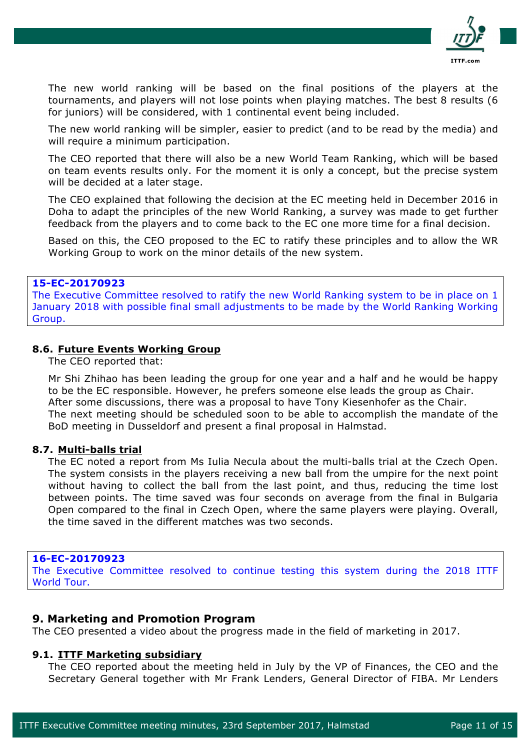The new world ranking will be based on the final positions of the players at the tournaments, and players will not lose points when playing matches. The best 8 results (6 for juniors) will be considered, with 1 continental event being included.

The new world ranking will be simpler, easier to predict (and to be read by the media) and will require a minimum participation.

The CEO reported that there will also be a new World Team Ranking, which will be based on team events results only. For the moment it is only a concept, but the precise system will be decided at a later stage.

The CEO explained that following the decision at the EC meeting held in December 2016 in Doha to adapt the principles of the new World Ranking, a survey was made to get further feedback from the players and to come back to the EC one more time for a final decision.

Based on this, the CEO proposed to the EC to ratify these principles and to allow the WR Working Group to work on the minor details of the new system.

> **15-EC-20170923**
> The Executive Committee resolved to ratify the new World Ranking system to be in place on 1 January 2018 with possible final small adjustments to be made by the World Ranking Working Group.

#### 8.6. Future Events Working Group

The CEO reported that:

Mr Shi Zhihao has been leading the group for one year and a half and he would be happy to be the EC responsible. However, he prefers someone else leads the group as Chair.
After some discussions, there was a proposal to have Tony Kiesenhofer as the Chair.
The next meeting should be scheduled soon to be able to accomplish the mandate of the BoD meeting in Dusseldorf and present a final proposal in Halmstad.

#### 8.7. Multi-balls trial

The EC noted a report from Ms Iulia Necula about the multi-balls trial at the Czech Open. The system consists in the players receiving a new ball from the umpire for the next point without having to collect the ball from the last point, and thus, reducing the time lost between points. The time saved was four seconds on average from the final in Bulgaria Open compared to the final in Czech Open, where the same players were playing. Overall, the time saved in the different matches was two seconds.

> **16-EC-20170923**
> The Executive Committee resolved to continue testing this system during the 2018 ITTF World Tour.

## 9. Marketing and Promotion Program

The CEO presented a video about the progress made in the field of marketing in 2017.

#### 9.1. ITTF Marketing subsidiary

The CEO reported about the meeting held in July by the VP of Finances, the CEO and the Secretary General together with Mr Frank Lenders, General Director of FIBA. Mr Lenders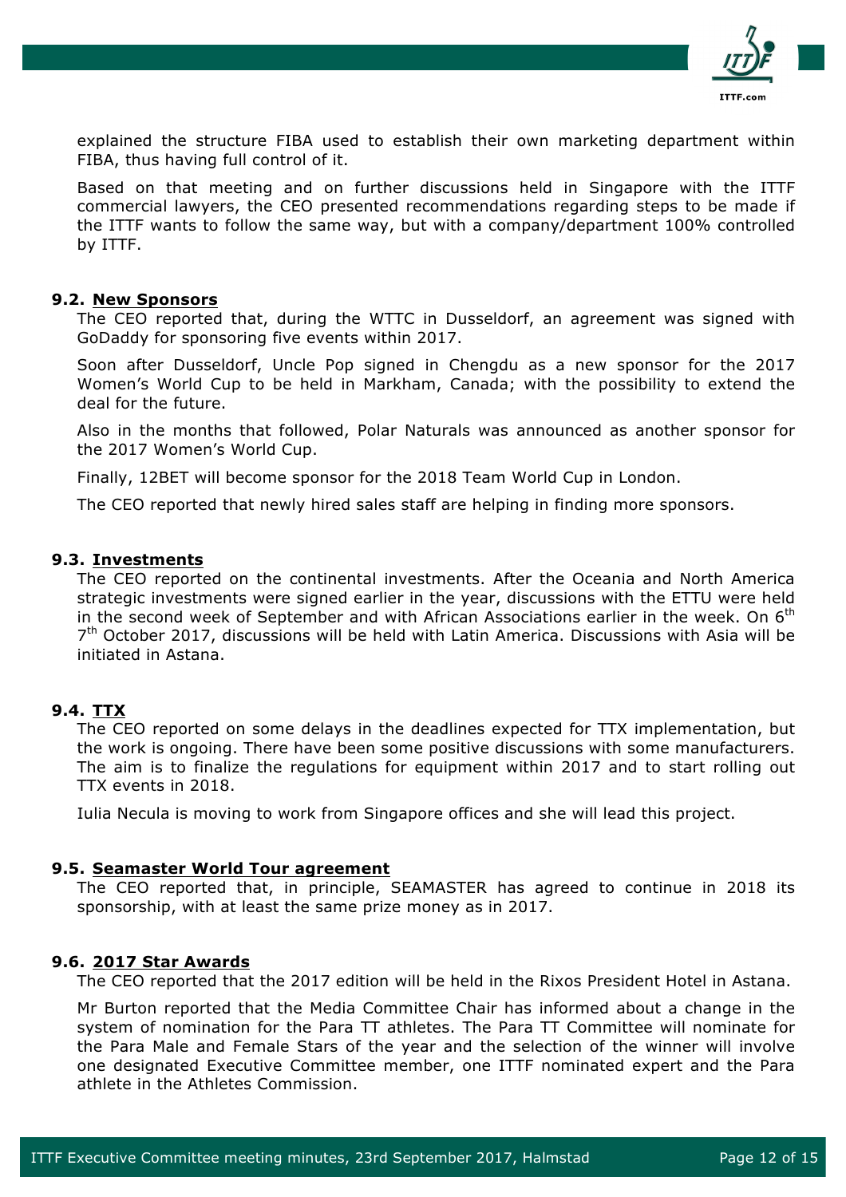explained the structure FIBA used to establish their own marketing department within FIBA, thus having full control of it.

Based on that meeting and on further discussions held in Singapore with the ITTF commercial lawyers, the CEO presented recommendations regarding steps to be made if the ITTF wants to follow the same way, but with a company/department 100% controlled by ITTF.

### 9.2. New Sponsors

The CEO reported that, during the WTTC in Dusseldorf, an agreement was signed with GoDaddy for sponsoring five events within 2017.

Soon after Dusseldorf, Uncle Pop signed in Chengdu as a new sponsor for the 2017 Women's World Cup to be held in Markham, Canada; with the possibility to extend the deal for the future.

Also in the months that followed, Polar Naturals was announced as another sponsor for the 2017 Women's World Cup.

Finally, 12BET will become sponsor for the 2018 Team World Cup in London.

The CEO reported that newly hired sales staff are helping in finding more sponsors.

### 9.3. Investments

The CEO reported on the continental investments. After the Oceania and North America strategic investments were signed earlier in the year, discussions with the ETTU were held in the second week of September and with African Associations earlier in the week. On 6th 7th October 2017, discussions will be held with Latin America. Discussions with Asia will be initiated in Astana.

### 9.4. TTX

The CEO reported on some delays in the deadlines expected for TTX implementation, but the work is ongoing. There have been some positive discussions with some manufacturers. The aim is to finalize the regulations for equipment within 2017 and to start rolling out TTX events in 2018.

Iulia Necula is moving to work from Singapore offices and she will lead this project.

### 9.5. Seamaster World Tour agreement

The CEO reported that, in principle, SEAMASTER has agreed to continue in 2018 its sponsorship, with at least the same prize money as in 2017.

### 9.6. 2017 Star Awards

The CEO reported that the 2017 edition will be held in the Rixos President Hotel in Astana.

Mr Burton reported that the Media Committee Chair has informed about a change in the system of nomination for the Para TT athletes. The Para TT Committee will nominate for the Para Male and Female Stars of the year and the selection of the winner will involve one designated Executive Committee member, one ITTF nominated expert and the Para athlete in the Athletes Commission.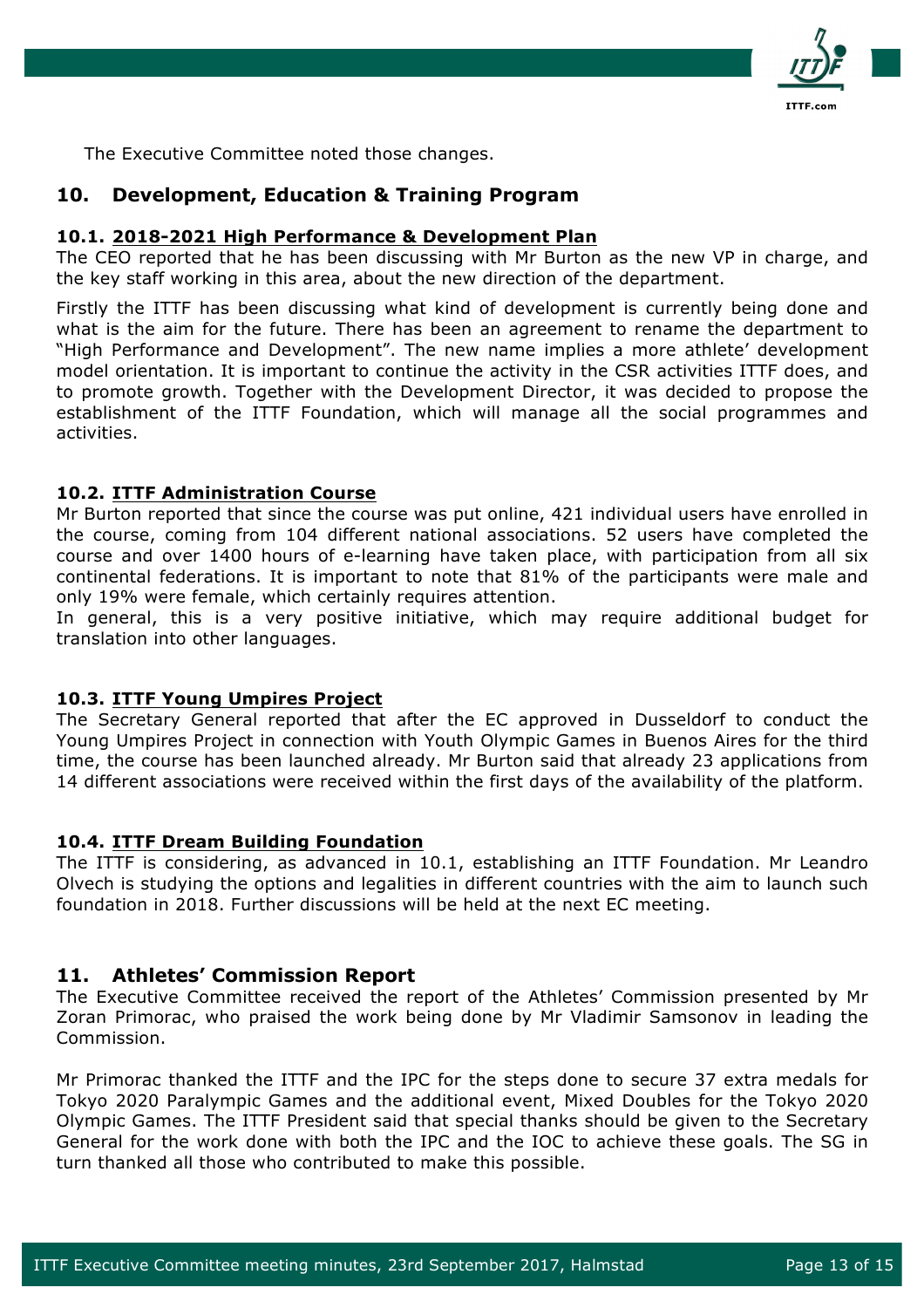The Executive Committee noted those changes.

## 10. Development, Education & Training Program

### 10.1. 2018-2021 High Performance & Development Plan

The CEO reported that he has been discussing with Mr Burton as the new VP in charge, and the key staff working in this area, about the new direction of the department.

Firstly the ITTF has been discussing what kind of development is currently being done and what is the aim for the future. There has been an agreement to rename the department to "High Performance and Development". The new name implies a more athlete' development model orientation. It is important to continue the activity in the CSR activities ITTF does, and to promote growth. Together with the Development Director, it was decided to propose the establishment of the ITTF Foundation, which will manage all the social programmes and activities.

### 10.2. ITTF Administration Course

Mr Burton reported that since the course was put online, 421 individual users have enrolled in the course, coming from 104 different national associations. 52 users have completed the course and over 1400 hours of e-learning have taken place, with participation from all six continental federations. It is important to note that 81% of the participants were male and only 19% were female, which certainly requires attention.

In general, this is a very positive initiative, which may require additional budget for translation into other languages.

### 10.3. ITTF Young Umpires Project

The Secretary General reported that after the EC approved in Dusseldorf to conduct the Young Umpires Project in connection with Youth Olympic Games in Buenos Aires for the third time, the course has been launched already. Mr Burton said that already 23 applications from 14 different associations were received within the first days of the availability of the platform.

### 10.4. ITTF Dream Building Foundation

The ITTF is considering, as advanced in 10.1, establishing an ITTF Foundation. Mr Leandro Olvech is studying the options and legalities in different countries with the aim to launch such foundation in 2018. Further discussions will be held at the next EC meeting.

## 11. Athletes' Commission Report

The Executive Committee received the report of the Athletes' Commission presented by Mr Zoran Primorac, who praised the work being done by Mr Vladimir Samsonov in leading the Commission.

Mr Primorac thanked the ITTF and the IPC for the steps done to secure 37 extra medals for Tokyo 2020 Paralympic Games and the additional event, Mixed Doubles for the Tokyo 2020 Olympic Games. The ITTF President said that special thanks should be given to the Secretary General for the work done with both the IPC and the IOC to achieve these goals. The SG in turn thanked all those who contributed to make this possible.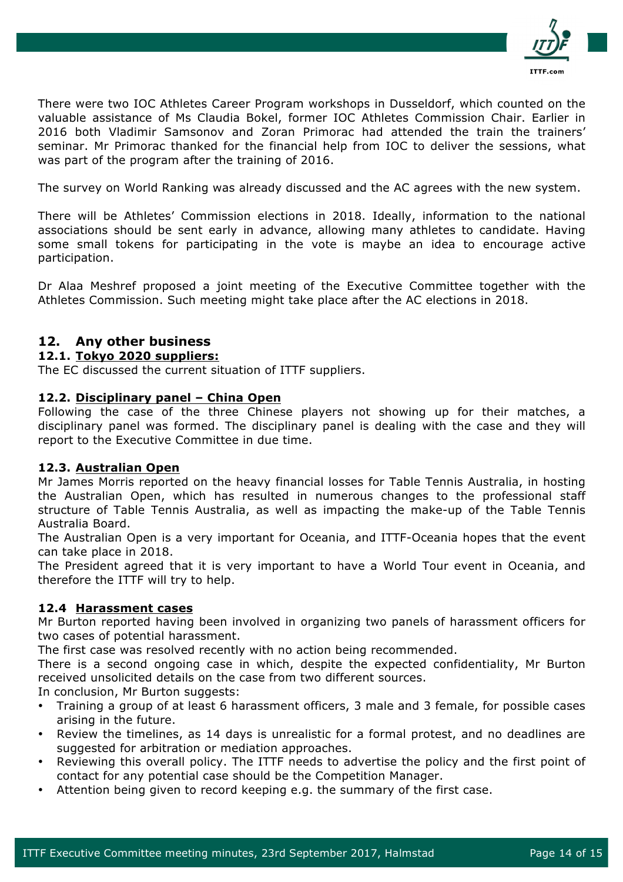There were two IOC Athletes Career Program workshops in Dusseldorf, which counted on the valuable assistance of Ms Claudia Bokel, former IOC Athletes Commission Chair. Earlier in 2016 both Vladimir Samsonov and Zoran Primorac had attended the train the trainers' seminar. Mr Primorac thanked for the financial help from IOC to deliver the sessions, what was part of the program after the training of 2016.

The survey on World Ranking was already discussed and the AC agrees with the new system.

There will be Athletes' Commission elections in 2018. Ideally, information to the national associations should be sent early in advance, allowing many athletes to candidate. Having some small tokens for participating in the vote is maybe an idea to encourage active participation.

Dr Alaa Meshref proposed a joint meeting of the Executive Committee together with the Athletes Commission. Such meeting might take place after the AC elections in 2018.

## 12. Any other business

### 12.1. Tokyo 2020 suppliers:

The EC discussed the current situation of ITTF suppliers.

### 12.2. Disciplinary panel – China Open

Following the case of the three Chinese players not showing up for their matches, a disciplinary panel was formed. The disciplinary panel is dealing with the case and they will report to the Executive Committee in due time.

### 12.3. Australian Open

Mr James Morris reported on the heavy financial losses for Table Tennis Australia, in hosting the Australian Open, which has resulted in numerous changes to the professional staff structure of Table Tennis Australia, as well as impacting the make-up of the Table Tennis Australia Board.

The Australian Open is a very important for Oceania, and ITTF-Oceania hopes that the event can take place in 2018.

The President agreed that it is very important to have a World Tour event in Oceania, and therefore the ITTF will try to help.

### 12.4 Harassment cases

Mr Burton reported having been involved in organizing two panels of harassment officers for two cases of potential harassment.

The first case was resolved recently with no action being recommended.

There is a second ongoing case in which, despite the expected confidentiality, Mr Burton received unsolicited details on the case from two different sources.

In conclusion, Mr Burton suggests:

- Training a group of at least 6 harassment officers, 3 male and 3 female, for possible cases arising in the future.
- Review the timelines, as 14 days is unrealistic for a formal protest, and no deadlines are suggested for arbitration or mediation approaches.
- Reviewing this overall policy. The ITTF needs to advertise the policy and the first point of contact for any potential case should be the Competition Manager.
- Attention being given to record keeping e.g. the summary of the first case.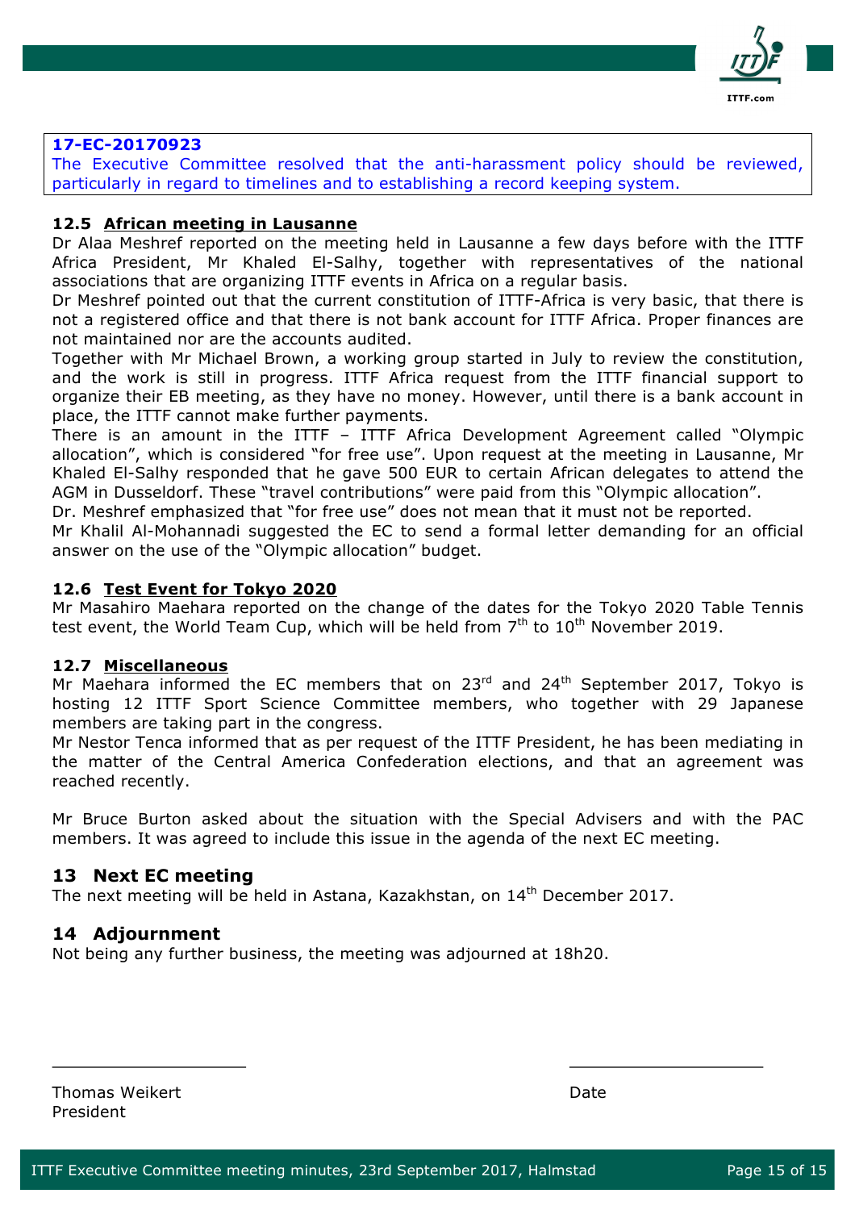**17-EC-20170923**
The Executive Committee resolved that the anti-harassment policy should be reviewed, particularly in regard to timelines and to establishing a record keeping system.

### 12.5 African meeting in Lausanne

Dr Alaa Meshref reported on the meeting held in Lausanne a few days before with the ITTF Africa President, Mr Khaled El-Salhy, together with representatives of the national associations that are organizing ITTF events in Africa on a regular basis.

Dr Meshref pointed out that the current constitution of ITTF-Africa is very basic, that there is not a registered office and that there is not bank account for ITTF Africa. Proper finances are not maintained nor are the accounts audited.

Together with Mr Michael Brown, a working group started in July to review the constitution, and the work is still in progress. ITTF Africa request from the ITTF financial support to organize their EB meeting, as they have no money. However, until there is a bank account in place, the ITTF cannot make further payments.

There is an amount in the ITTF – ITTF Africa Development Agreement called "Olympic allocation", which is considered "for free use". Upon request at the meeting in Lausanne, Mr Khaled El-Salhy responded that he gave 500 EUR to certain African delegates to attend the AGM in Dusseldorf. These "travel contributions" were paid from this "Olympic allocation".

Dr. Meshref emphasized that "for free use" does not mean that it must not be reported.

Mr Khalil Al-Mohannadi suggested the EC to send a formal letter demanding for an official answer on the use of the "Olympic allocation" budget.

### 12.6 Test Event for Tokyo 2020

Mr Masahiro Maehara reported on the change of the dates for the Tokyo 2020 Table Tennis test event, the World Team Cup, which will be held from 7th to 10th November 2019.

### 12.7 Miscellaneous

Mr Maehara informed the EC members that on 23rd and 24th September 2017, Tokyo is hosting 12 ITTF Sport Science Committee members, who together with 29 Japanese members are taking part in the congress.

Mr Nestor Tenca informed that as per request of the ITTF President, he has been mediating in the matter of the Central America Confederation elections, and that an agreement was reached recently.

Mr Bruce Burton asked about the situation with the Special Advisers and with the PAC members. It was agreed to include this issue in the agenda of the next EC meeting.

## 13 Next EC meeting

The next meeting will be held in Astana, Kazakhstan, on 14th December 2017.

## 14 Adjournment

Not being any further business, the meeting was adjourned at 18h20.

\_\_\_\_\_\_\_\_\_\_\_\_\_\_\_\_\_\_\_\_ \_\_\_\_\_\_\_\_\_\_\_\_\_\_\_\_\_\_\_\_

Thomas Weikert
President

Date